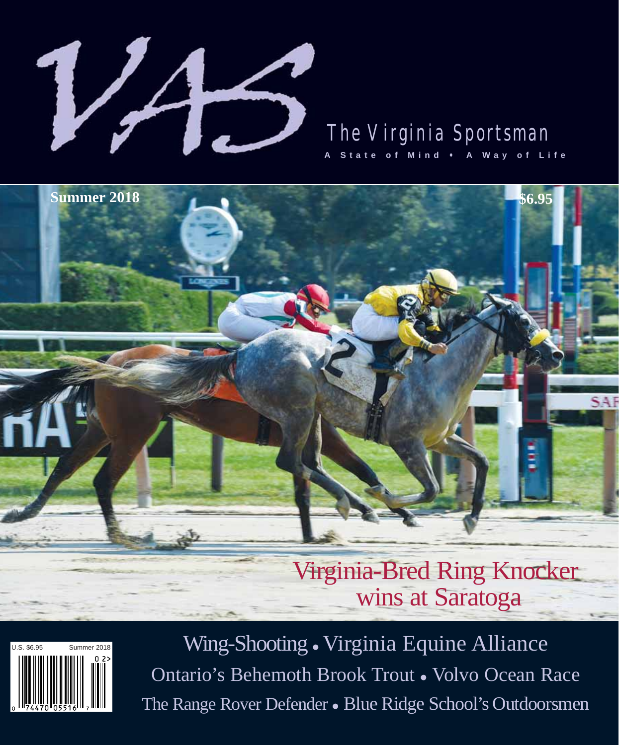# VAS

## The Virginia Sportsman

A State of Mind • A Way of Life

Summer 2018

$6.95

# Virginia-Bred Ring Knocker wins at Saratoga

Wing-Shooting • Virginia Equine Alliance

Ontario's Behemoth Brook Trout • Volvo Ocean Race

The Range Rover Defender • Blue Ridge School's Outdoorsmen

U.S. $6.95 Summer 2018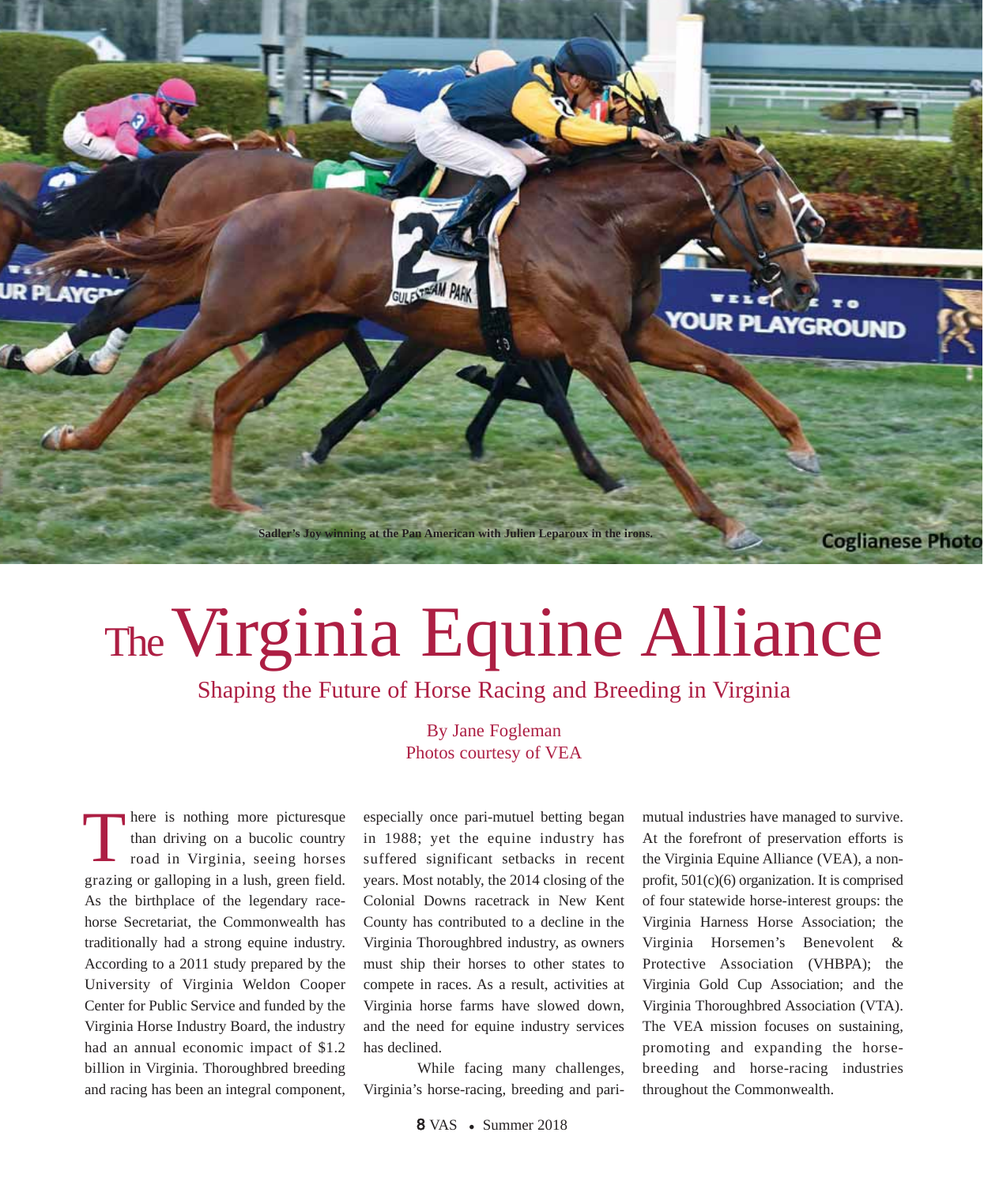Sadler's Joy winning at the Pan American with Julien Leparoux in the irons.

Coglianese Photo

# The Virginia Equine Alliance

## Shaping the Future of Horse Racing and Breeding in Virginia

By Jane Fogleman
Photos courtesy of VEA

There is nothing more picturesque than driving on a bucolic country road in Virginia, seeing horses grazing or galloping in a lush, green field. As the birthplace of the legendary racehorse Secretariat, the Commonwealth has traditionally had a strong equine industry. According to a 2011 study prepared by the University of Virginia Weldon Cooper Center for Public Service and funded by the Virginia Horse Industry Board, the industry had an annual economic impact of $1.2 billion in Virginia. Thoroughbred breeding and racing has been an integral component, especially once pari-mutuel betting began in 1988; yet the equine industry has suffered significant setbacks in recent years. Most notably, the 2014 closing of the Colonial Downs racetrack in New Kent County has contributed to a decline in the Virginia Thoroughbred industry, as owners must ship their horses to other states to compete in races. As a result, activities at Virginia horse farms have slowed down, and the need for equine industry services has declined.

While facing many challenges, Virginia's horse-racing, breeding and pari-mutual industries have managed to survive. At the forefront of preservation efforts is the Virginia Equine Alliance (VEA), a non-profit, 501(c)(6) organization. It is comprised of four statewide horse-interest groups: the Virginia Harness Horse Association; the Virginia Horsemen's Benevolent & Protective Association (VHBPA); the Virginia Gold Cup Association; and the Virginia Thoroughbred Association (VTA). The VEA mission focuses on sustaining, promoting and expanding the horse-breeding and horse-racing industries throughout the Commonwealth.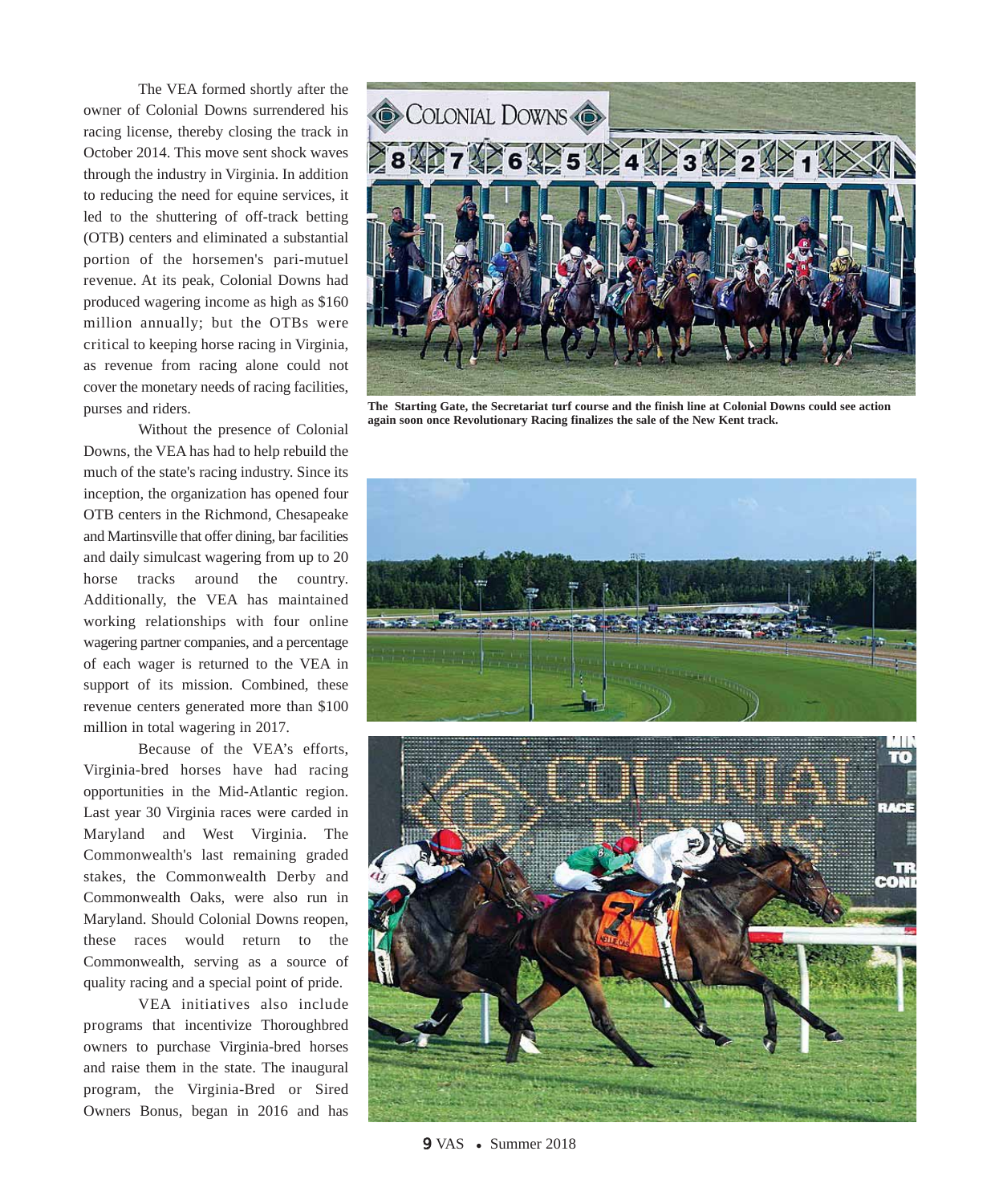The VEA formed shortly after the owner of Colonial Downs surrendered his racing license, thereby closing the track in October 2014. This move sent shock waves through the industry in Virginia. In addition to reducing the need for equine services, it led to the shuttering of off-track betting (OTB) centers and eliminated a substantial portion of the horsemen's pari-mutuel revenue. At its peak, Colonial Downs had produced wagering income as high as $160 million annually; but the OTBs were critical to keeping horse racing in Virginia, as revenue from racing alone could not cover the monetary needs of racing facilities, purses and riders.

Without the presence of Colonial Downs, the VEA has had to help rebuild the much of the state's racing industry. Since its inception, the organization has opened four OTB centers in the Richmond, Chesapeake and Martinsville that offer dining, bar facilities and daily simulcast wagering from up to 20 horse tracks around the country. Additionally, the VEA has maintained working relationships with four online wagering partner companies, and a percentage of each wager is returned to the VEA in support of its mission. Combined, these revenue centers generated more than $100 million in total wagering in 2017.

Because of the VEA's efforts, Virginia-bred horses have had racing opportunities in the Mid-Atlantic region. Last year 30 Virginia races were carded in Maryland and West Virginia. The Commonwealth's last remaining graded stakes, the Commonwealth Derby and Commonwealth Oaks, were also run in Maryland. Should Colonial Downs reopen, these races would return to the Commonwealth, serving as a source of quality racing and a special point of pride.

VEA initiatives also include programs that incentivize Thoroughbred owners to purchase Virginia-bred horses and raise them in the state. The inaugural program, the Virginia-Bred or Sired Owners Bonus, began in 2016 and has

**The Starting Gate, the Secretariat turf course and the finish line at Colonial Downs could see action again soon once Revolutionary Racing finalizes the sale of the New Kent track.**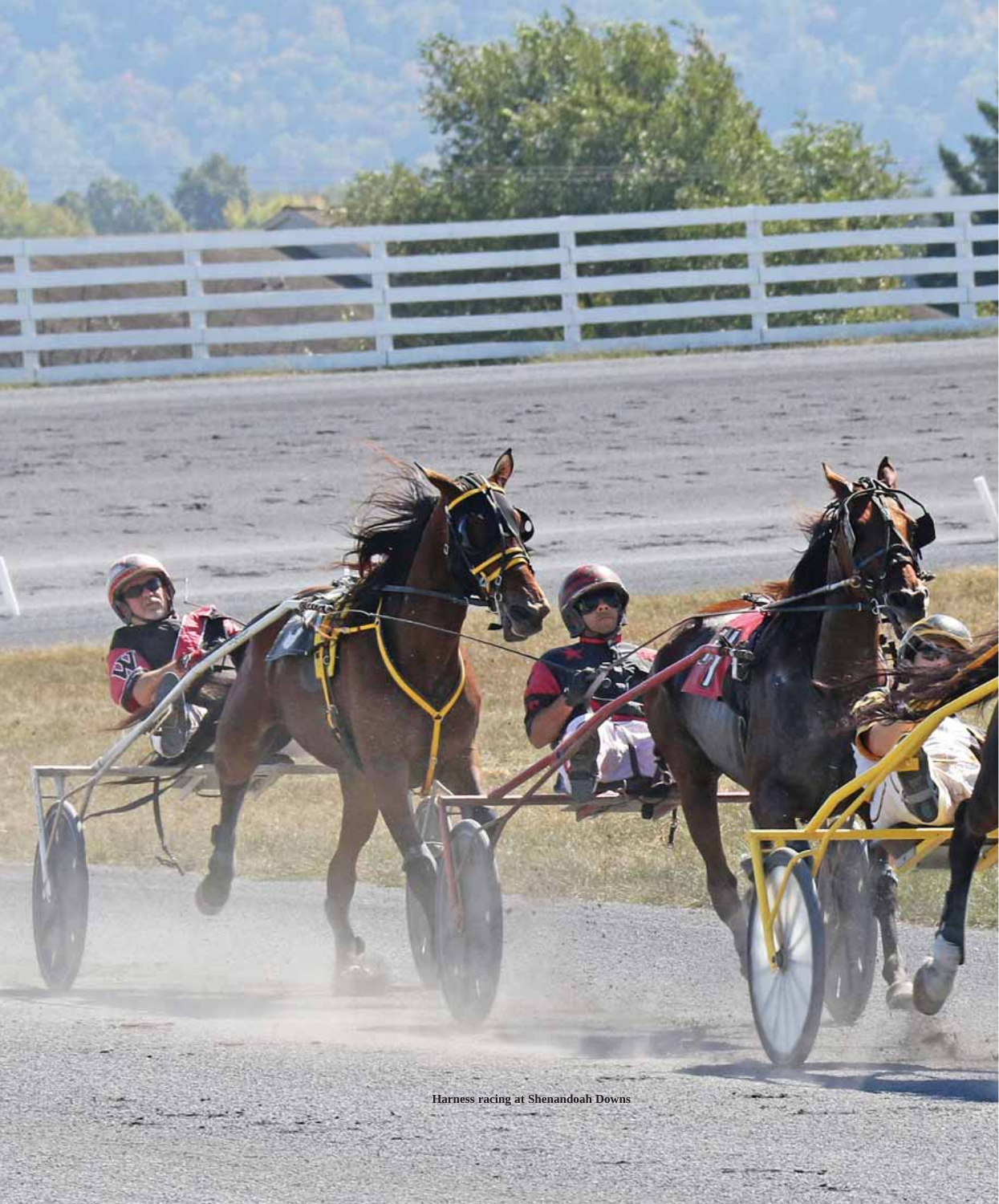Harness racing at Shenandoah Downs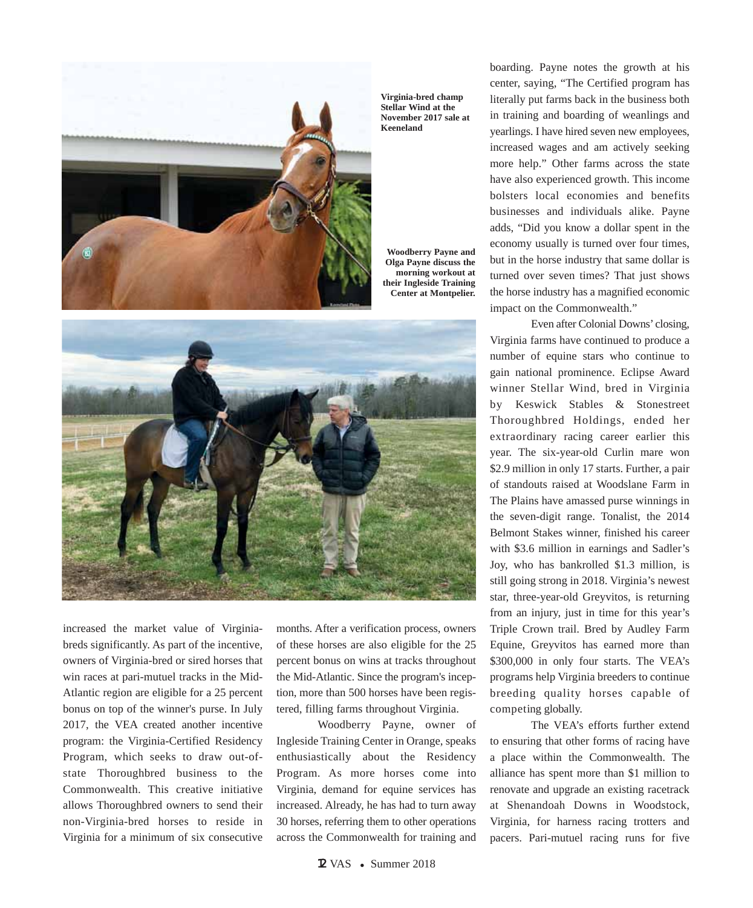Virginia-bred champ Stellar Wind at the November 2017 sale at Keeneland

Woodberry Payne and Olga Payne discuss the morning workout at their Ingleside Training Center at Montpelier.

increased the market value of Virginia-breds significantly. As part of the incentive, owners of Virginia-bred or sired horses that win races at pari-mutuel tracks in the Mid-Atlantic region are eligible for a 25 percent bonus on top of the winner's purse. In July 2017, the VEA created another incentive program: the Virginia-Certified Residency Program, which seeks to draw out-of-state Thoroughbred business to the Commonwealth. This creative initiative allows Thoroughbred owners to send their non-Virginia-bred horses to reside in Virginia for a minimum of six consecutive months. After a verification process, owners of these horses are also eligible for the 25 percent bonus on wins at tracks throughout the Mid-Atlantic. Since the program's inception, more than 500 horses have been registered, filling farms throughout Virginia.

Woodberry Payne, owner of Ingleside Training Center in Orange, speaks enthusiastically about the Residency Program. As more horses come into Virginia, demand for equine services has increased. Already, he has had to turn away 30 horses, referring them to other operations across the Commonwealth for training and boarding. Payne notes the growth at his center, saying, "The Certified program has literally put farms back in the business both in training and boarding of weanlings and yearlings. I have hired seven new employees, increased wages and am actively seeking more help." Other farms across the state have also experienced growth. This income bolsters local economies and benefits businesses and individuals alike. Payne adds, "Did you know a dollar spent in the economy usually is turned over four times, but in the horse industry that same dollar is turned over seven times? That just shows the horse industry has a magnified economic impact on the Commonwealth."

Even after Colonial Downs' closing, Virginia farms have continued to produce a number of equine stars who continue to gain national prominence. Eclipse Award winner Stellar Wind, bred in Virginia by Keswick Stables & Stonestreet Thoroughbred Holdings, ended her extraordinary racing career earlier this year. The six-year-old Curlin mare won $2.9 million in only 17 starts. Further, a pair of standouts raised at Woodslane Farm in The Plains have amassed purse winnings in the seven-digit range. Tonalist, the 2014 Belmont Stakes winner, finished his career with $3.6 million in earnings and Sadler's Joy, who has bankrolled $1.3 million, is still going strong in 2018. Virginia's newest star, three-year-old Greyvitos, is returning from an injury, just in time for this year's Triple Crown trail. Bred by Audley Farm Equine, Greyvitos has earned more than $300,000 in only four starts. The VEA's programs help Virginia breeders to continue breeding quality horses capable of competing globally.

The VEA's efforts further extend to ensuring that other forms of racing have a place within the Commonwealth. The alliance has spent more than $1 million to renovate and upgrade an existing racetrack at Shenandoah Downs in Woodstock, Virginia, for harness racing trotters and pacers. Pari-mutuel racing runs for five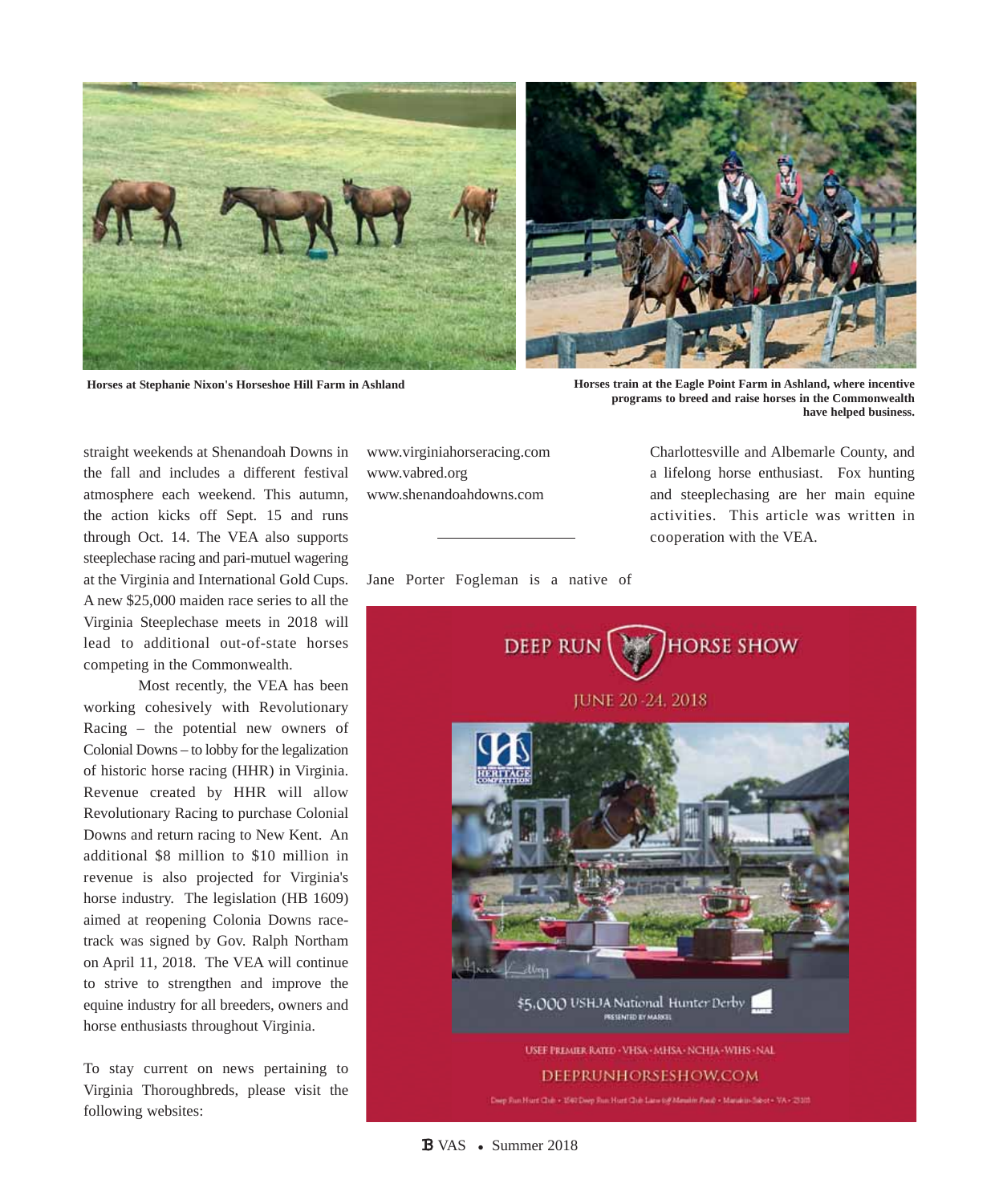Horses at Stephanie Nixon's Horseshoe Hill Farm in Ashland

Horses train at the Eagle Point Farm in Ashland, where incentive programs to breed and raise horses in the Commonwealth have helped business.

straight weekends at Shenandoah Downs in the fall and includes a different festival atmosphere each weekend. This autumn, the action kicks off Sept. 15 and runs through Oct. 14. The VEA also supports steeplechase racing and pari-mutuel wagering at the Virginia and International Gold Cups. A new $25,000 maiden race series to all the Virginia Steeplechase meets in 2018 will lead to additional out-of-state horses competing in the Commonwealth.

Most recently, the VEA has been working cohesively with Revolutionary Racing – the potential new owners of Colonial Downs – to lobby for the legalization of historic horse racing (HHR) in Virginia. Revenue created by HHR will allow Revolutionary Racing to purchase Colonial Downs and return racing to New Kent. An additional $8 million to $10 million in revenue is also projected for Virginia's horse industry. The legislation (HB 1609) aimed at reopening Colonia Downs racetrack was signed by Gov. Ralph Northam on April 11, 2018. The VEA will continue to strive to strengthen and improve the equine industry for all breeders, owners and horse enthusiasts throughout Virginia.

To stay current on news pertaining to Virginia Thoroughbreds, please visit the following websites:

www.virginiahorseracing.com
www.vabred.org
www.shenandoahdowns.com

---

Jane Porter Fogleman is a native of Charlottesville and Albemarle County, and a lifelong horse enthusiast. Fox hunting and steeplechasing are her main equine activities. This article was written in cooperation with the VEA.

DEEP RUN HORSE SHOW

JUNE 20-24, 2018

$5,000 USHJA National Hunter Derby
PRESENTED BY MARKEL

USEF PREMIER RATED • VHSA • MHSA • NCHJA • WIHS • NAL

DEEPRUNHORSESHOW.COM